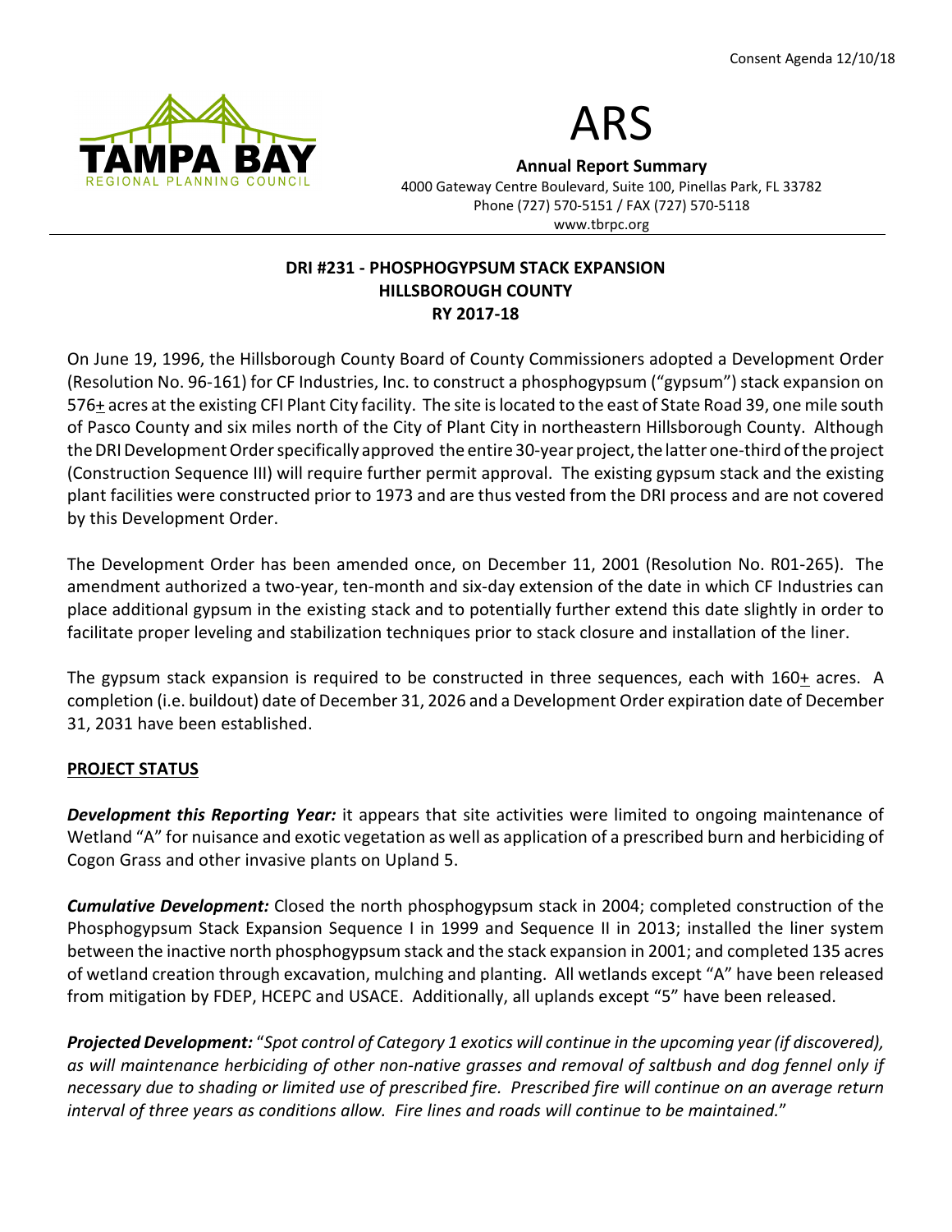Consent Agenda 12/10/18

TAMPA BAY REGIONAL PLANNING COUNCIL

# ARS

**Annual Report Summary**
4000 Gateway Centre Boulevard, Suite 100, Pinellas Park, FL 33782
Phone (727) 570-5151 / FAX (727) 570-5118
www.tbrpc.org

## DRI #231 - PHOSPHOGYPSUM STACK EXPANSION
## HILLSBOROUGH COUNTY
## RY 2017-18

On June 19, 1996, the Hillsborough County Board of County Commissioners adopted a Development Order (Resolution No. 96-161) for CF Industries, Inc. to construct a phosphogypsum ("gypsum") stack expansion on 576± acres at the existing CFI Plant City facility. The site is located to the east of State Road 39, one mile south of Pasco County and six miles north of the City of Plant City in northeastern Hillsborough County. Although the DRI Development Order specifically approved the entire 30-year project, the latter one-third of the project (Construction Sequence III) will require further permit approval. The existing gypsum stack and the existing plant facilities were constructed prior to 1973 and are thus vested from the DRI process and are not covered by this Development Order.

The Development Order has been amended once, on December 11, 2001 (Resolution No. R01-265). The amendment authorized a two-year, ten-month and six-day extension of the date in which CF Industries can place additional gypsum in the existing stack and to potentially further extend this date slightly in order to facilitate proper leveling and stabilization techniques prior to stack closure and installation of the liner.

The gypsum stack expansion is required to be constructed in three sequences, each with 160± acres. A completion (i.e. buildout) date of December 31, 2026 and a Development Order expiration date of December 31, 2031 have been established.

**PROJECT STATUS**

***Development this Reporting Year:*** it appears that site activities were limited to ongoing maintenance of Wetland "A" for nuisance and exotic vegetation as well as application of a prescribed burn and herbiciding of Cogon Grass and other invasive plants on Upland 5.

***Cumulative Development:*** Closed the north phosphogypsum stack in 2004; completed construction of the Phosphogypsum Stack Expansion Sequence I in 1999 and Sequence II in 2013; installed the liner system between the inactive north phosphogypsum stack and the stack expansion in 2001; and completed 135 acres of wetland creation through excavation, mulching and planting. All wetlands except "A" have been released from mitigation by FDEP, HCEPC and USACE. Additionally, all uplands except "5" have been released.

***Projected Development:*** "*Spot control of Category 1 exotics will continue in the upcoming year (if discovered), as will maintenance herbiciding of other non-native grasses and removal of saltbush and dog fennel only if necessary due to shading or limited use of prescribed fire. Prescribed fire will continue on an average return interval of three years as conditions allow. Fire lines and roads will continue to be maintained.*"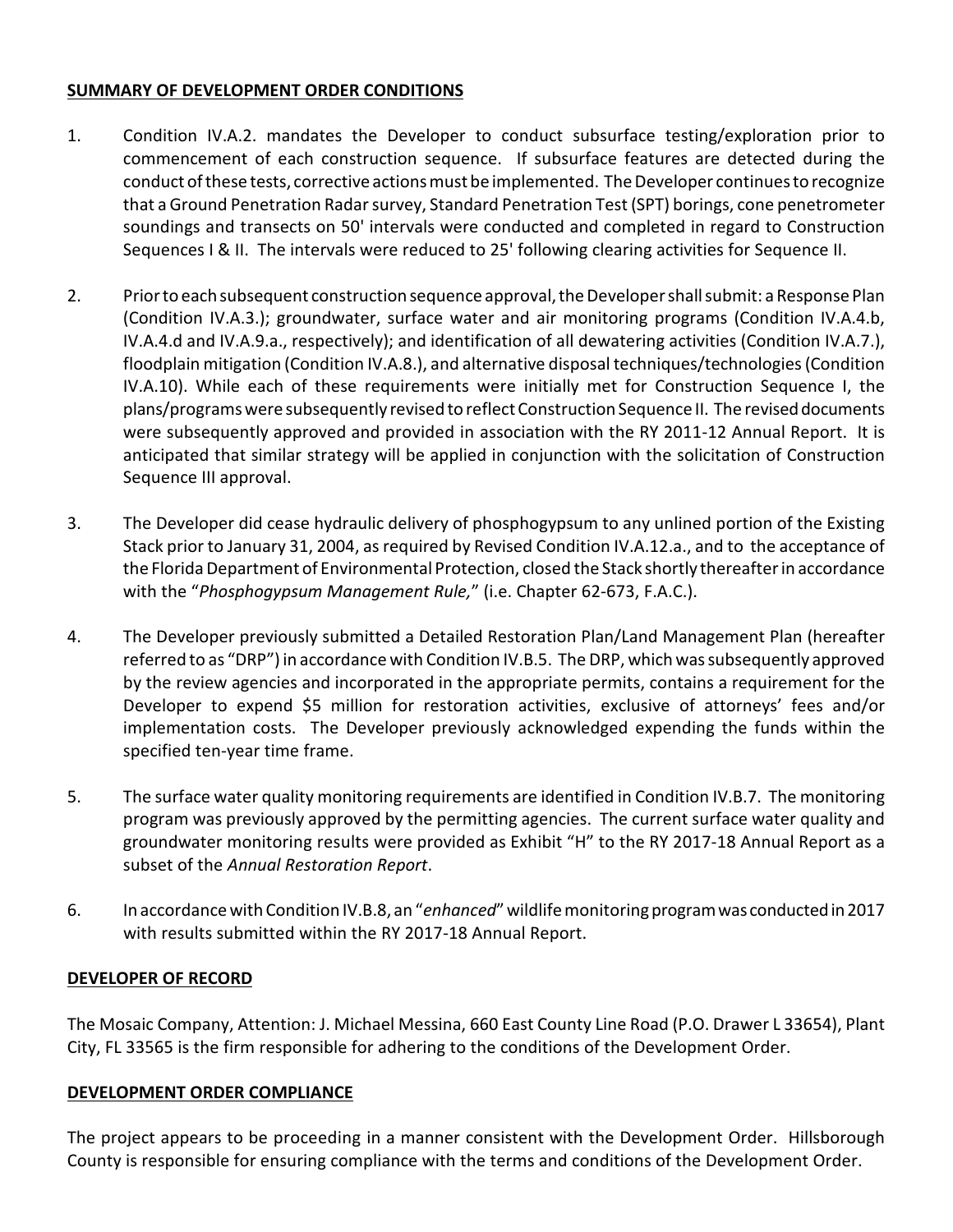## SUMMARY OF DEVELOPMENT ORDER CONDITIONS

1. Condition IV.A.2. mandates the Developer to conduct subsurface testing/exploration prior to commencement of each construction sequence. If subsurface features are detected during the conduct of these tests, corrective actions must be implemented. The Developer continues to recognize that a Ground Penetration Radar survey, Standard Penetration Test (SPT) borings, cone penetrometer soundings and transects on 50' intervals were conducted and completed in regard to Construction Sequences I & II. The intervals were reduced to 25' following clearing activities for Sequence II.

2. Prior to each subsequent construction sequence approval, the Developer shall submit: a Response Plan (Condition IV.A.3.); groundwater, surface water and air monitoring programs (Condition IV.A.4.b, IV.A.4.d and IV.A.9.a., respectively); and identification of all dewatering activities (Condition IV.A.7.), floodplain mitigation (Condition IV.A.8.), and alternative disposal techniques/technologies (Condition IV.A.10). While each of these requirements were initially met for Construction Sequence I, the plans/programs were subsequently revised to reflect Construction Sequence II. The revised documents were subsequently approved and provided in association with the RY 2011-12 Annual Report. It is anticipated that similar strategy will be applied in conjunction with the solicitation of Construction Sequence III approval.

3. The Developer did cease hydraulic delivery of phosphogypsum to any unlined portion of the Existing Stack prior to January 31, 2004, as required by Revised Condition IV.A.12.a., and to the acceptance of the Florida Department of Environmental Protection, closed the Stack shortly thereafter in accordance with the "*Phosphogypsum Management Rule,*" (i.e. Chapter 62-673, F.A.C.).

4. The Developer previously submitted a Detailed Restoration Plan/Land Management Plan (hereafter referred to as "DRP") in accordance with Condition IV.B.5. The DRP, which was subsequently approved by the review agencies and incorporated in the appropriate permits, contains a requirement for the Developer to expend $5 million for restoration activities, exclusive of attorneys' fees and/or implementation costs. The Developer previously acknowledged expending the funds within the specified ten-year time frame.

5. The surface water quality monitoring requirements are identified in Condition IV.B.7. The monitoring program was previously approved by the permitting agencies. The current surface water quality and groundwater monitoring results were provided as Exhibit "H" to the RY 2017-18 Annual Report as a subset of the *Annual Restoration Report*.

6. In accordance with Condition IV.B.8, an "*enhanced*" wildlife monitoring program was conducted in 2017 with results submitted within the RY 2017-18 Annual Report.

## DEVELOPER OF RECORD

The Mosaic Company, Attention: J. Michael Messina, 660 East County Line Road (P.O. Drawer L 33654), Plant City, FL 33565 is the firm responsible for adhering to the conditions of the Development Order.

## DEVELOPMENT ORDER COMPLIANCE

The project appears to be proceeding in a manner consistent with the Development Order. Hillsborough County is responsible for ensuring compliance with the terms and conditions of the Development Order.